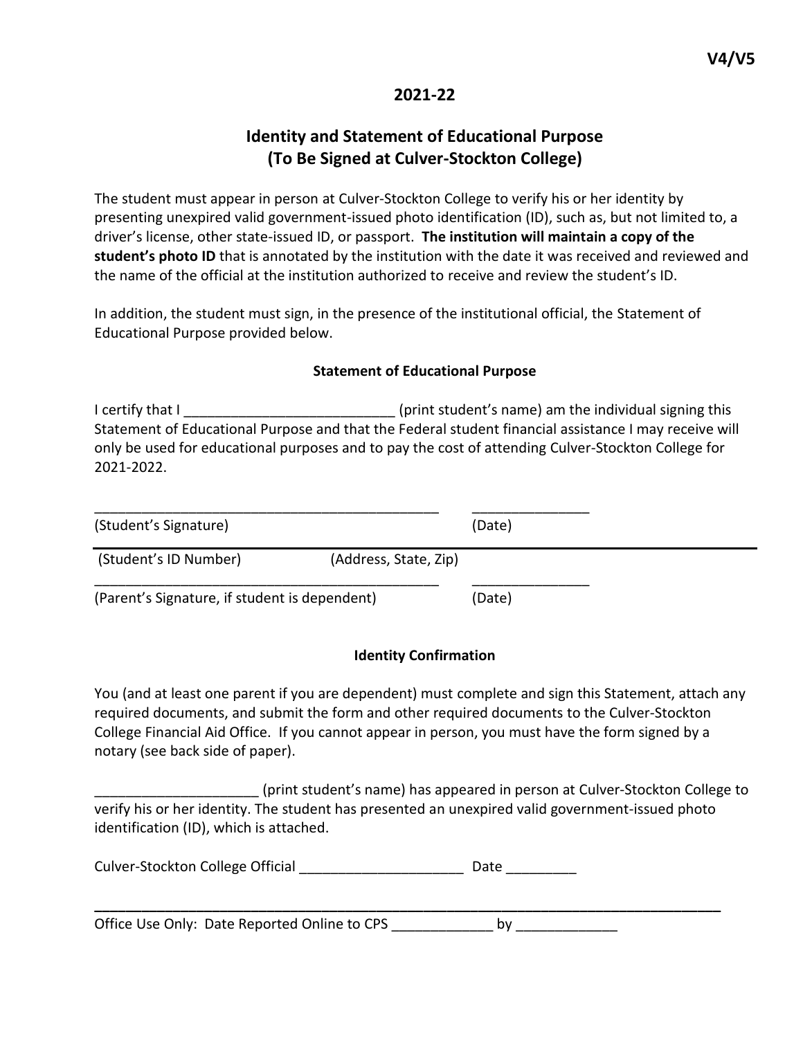**V4/V5**

## 2021-22

# Identity and Statement of Educational Purpose (To Be Signed at Culver-Stockton College)

The student must appear in person at Culver-Stockton College to verify his or her identity by presenting unexpired valid government-issued photo identification (ID), such as, but not limited to, a driver's license, other state-issued ID, or passport. **The institution will maintain a copy of the student's photo ID** that is annotated by the institution with the date it was received and reviewed and the name of the official at the institution authorized to receive and review the student's ID.

In addition, the student must sign, in the presence of the institutional official, the Statement of Educational Purpose provided below.

### Statement of Educational Purpose

I certify that I ___________________________ (print student's name) am the individual signing this Statement of Educational Purpose and that the Federal student financial assistance I may receive will only be used for educational purposes and to pay the cost of attending Culver-Stockton College for 2021-2022.

_____________________________________________ _______________
(Student's Signature) (Date)

(Student's ID Number) (Address, State, Zip)

_____________________________________________ _______________
(Parent's Signature, if student is dependent) (Date)

### Identity Confirmation

You (and at least one parent if you are dependent) must complete and sign this Statement, attach any required documents, and submit the form and other required documents to the Culver-Stockton College Financial Aid Office. If you cannot appear in person, you must have the form signed by a notary (see back side of paper).

_____________________ (print student's name) has appeared in person at Culver-Stockton College to verify his or her identity. The student has presented an unexpired valid government-issued photo identification (ID), which is attached.

Culver-Stockton College Official _____________________ Date _________

Office Use Only: Date Reported Online to CPS _____________ by _____________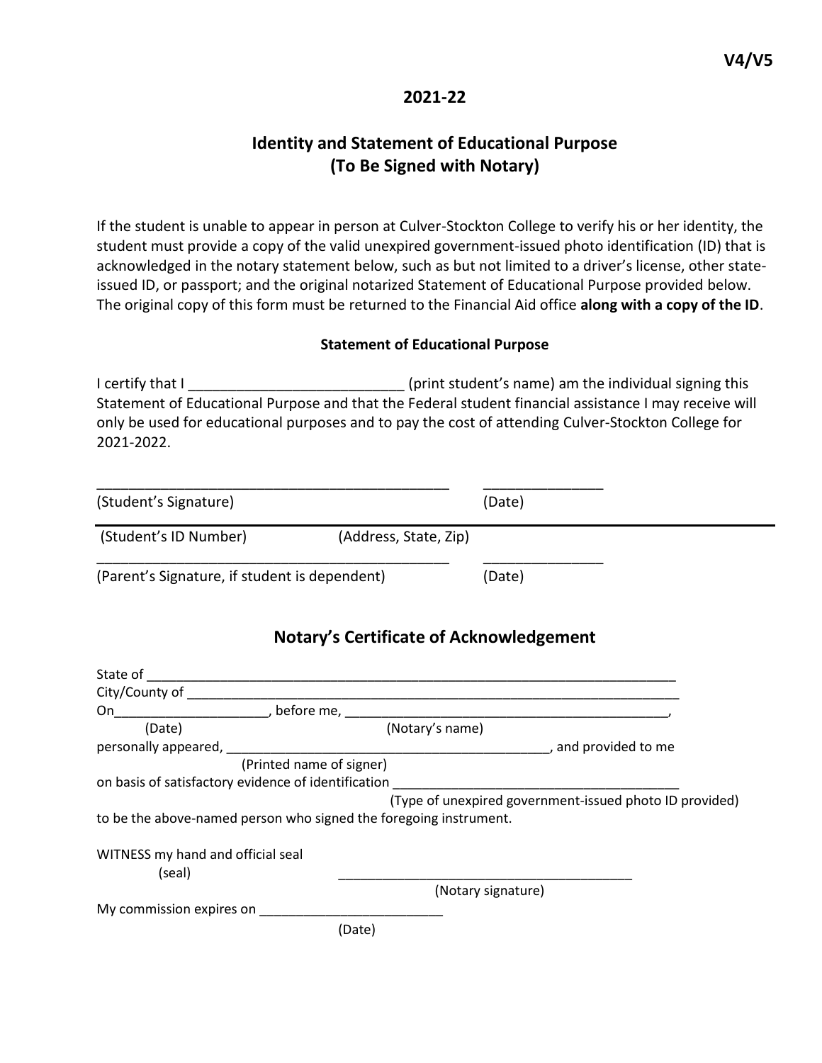V4/V5

**2021-22**

## Identity and Statement of Educational Purpose (To Be Signed with Notary)

If the student is unable to appear in person at Culver-Stockton College to verify his or her identity, the student must provide a copy of the valid unexpired government-issued photo identification (ID) that is acknowledged in the notary statement below, such as but not limited to a driver's license, other state-issued ID, or passport; and the original notarized Statement of Educational Purpose provided below. The original copy of this form must be returned to the Financial Aid office **along with a copy of the ID**.

### Statement of Educational Purpose

I certify that I ___________________________ (print student's name) am the individual signing this Statement of Educational Purpose and that the Federal student financial assistance I may receive will only be used for educational purposes and to pay the cost of attending Culver-Stockton College for 2021-2022.

_____________________________________________ _______________

(Student's Signature) (Date)

(Student's ID Number) (Address, State, Zip)

_____________________________________________ _______________

(Parent's Signature, if student is dependent) (Date)

## Notary's Certificate of Acknowledgement

State of ________________________________________________________________________

City/County of ____________________________________________________________________

On____________________, before me, ____________________________________________,

(Date) (Notary's name)

personally appeared, ____________________________________________, and provided to me

(Printed name of signer)

on basis of satisfactory evidence of identification ______________________________________

(Type of unexpired government-issued photo ID provided)

to be the above-named person who signed the foregoing instrument.

WITNESS my hand and official seal

(seal) ________________________________________

(Notary signature)

My commission expires on _________________________

(Date)